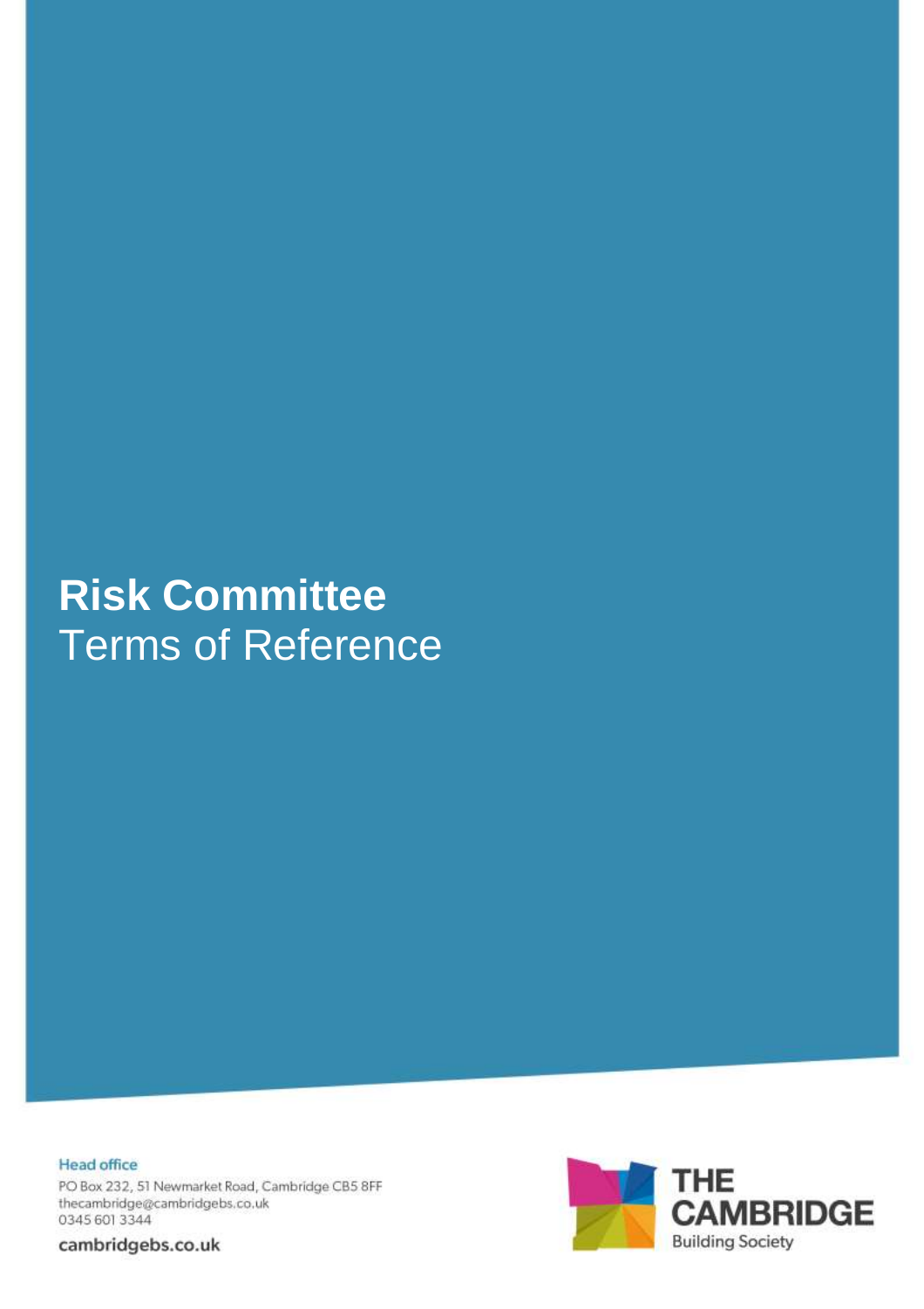# Risk Committee

Terms of Reference

Head office

PO Box 232, 51 Newmarket Road, Cambridge CB5 8FF
thecambridge@cambridgebs.co.uk
0345 601 3344

cambridgebs.co.uk

THE CAMBRIDGE Building Society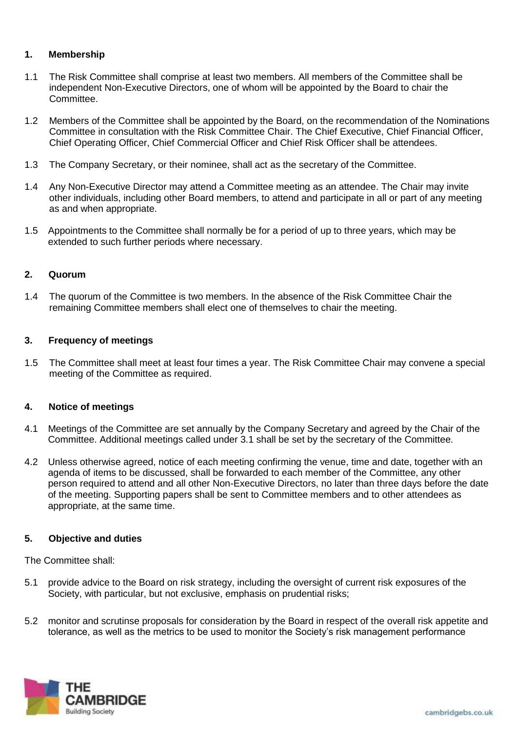## 1. Membership

1.1 The Risk Committee shall comprise at least two members. All members of the Committee shall be independent Non-Executive Directors, one of whom will be appointed by the Board to chair the Committee.

1.2 Members of the Committee shall be appointed by the Board, on the recommendation of the Nominations Committee in consultation with the Risk Committee Chair. The Chief Executive, Chief Financial Officer, Chief Operating Officer, Chief Commercial Officer and Chief Risk Officer shall be attendees.

1.3 The Company Secretary, or their nominee, shall act as the secretary of the Committee.

1.4 Any Non-Executive Director may attend a Committee meeting as an attendee. The Chair may invite other individuals, including other Board members, to attend and participate in all or part of any meeting as and when appropriate.

1.5 Appointments to the Committee shall normally be for a period of up to three years, which may be extended to such further periods where necessary.

## 2. Quorum

1.4 The quorum of the Committee is two members. In the absence of the Risk Committee Chair the remaining Committee members shall elect one of themselves to chair the meeting.

## 3. Frequency of meetings

1.5 The Committee shall meet at least four times a year. The Risk Committee Chair may convene a special meeting of the Committee as required.

## 4. Notice of meetings

4.1 Meetings of the Committee are set annually by the Company Secretary and agreed by the Chair of the Committee. Additional meetings called under 3.1 shall be set by the secretary of the Committee.

4.2 Unless otherwise agreed, notice of each meeting confirming the venue, time and date, together with an agenda of items to be discussed, shall be forwarded to each member of the Committee, any other person required to attend and all other Non-Executive Directors, no later than three days before the date of the meeting. Supporting papers shall be sent to Committee members and to other attendees as appropriate, at the same time.

## 5. Objective and duties

The Committee shall:

5.1 provide advice to the Board on risk strategy, including the oversight of current risk exposures of the Society, with particular, but not exclusive, emphasis on prudential risks;

5.2 monitor and scrutinse proposals for consideration by the Board in respect of the overall risk appetite and tolerance, as well as the metrics to be used to monitor the Society's risk management performance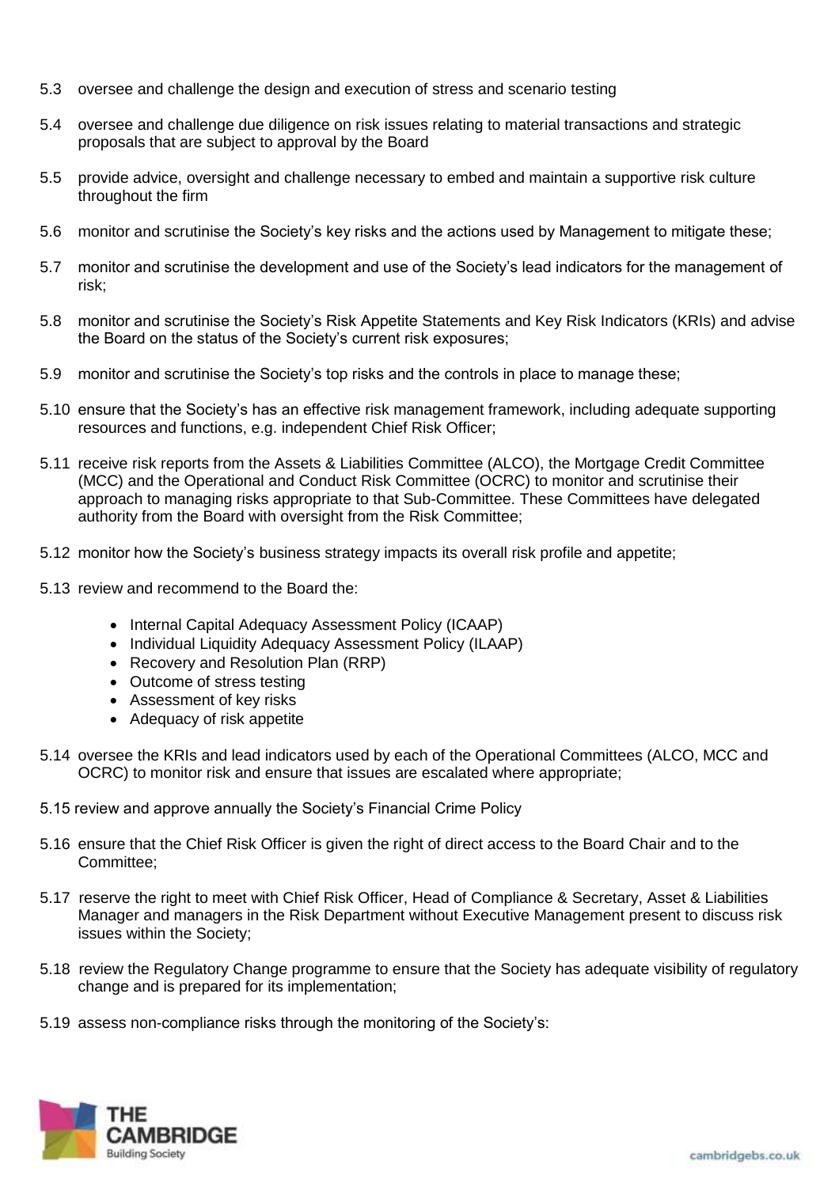5.3 oversee and challenge the design and execution of stress and scenario testing

5.4 oversee and challenge due diligence on risk issues relating to material transactions and strategic proposals that are subject to approval by the Board

5.5 provide advice, oversight and challenge necessary to embed and maintain a supportive risk culture throughout the firm

5.6 monitor and scrutinise the Society's key risks and the actions used by Management to mitigate these;

5.7 monitor and scrutinise the development and use of the Society's lead indicators for the management of risk;

5.8 monitor and scrutinise the Society's Risk Appetite Statements and Key Risk Indicators (KRIs) and advise the Board on the status of the Society's current risk exposures;

5.9 monitor and scrutinise the Society's top risks and the controls in place to manage these;

5.10 ensure that the Society's has an effective risk management framework, including adequate supporting resources and functions, e.g. independent Chief Risk Officer;

5.11 receive risk reports from the Assets & Liabilities Committee (ALCO), the Mortgage Credit Committee (MCC) and the Operational and Conduct Risk Committee (OCRC) to monitor and scrutinise their approach to managing risks appropriate to that Sub-Committee. These Committees have delegated authority from the Board with oversight from the Risk Committee;

5.12 monitor how the Society's business strategy impacts its overall risk profile and appetite;

5.13 review and recommend to the Board the:

- Internal Capital Adequacy Assessment Policy (ICAAP)
- Individual Liquidity Adequacy Assessment Policy (ILAAP)
- Recovery and Resolution Plan (RRP)
- Outcome of stress testing
- Assessment of key risks
- Adequacy of risk appetite

5.14 oversee the KRIs and lead indicators used by each of the Operational Committees (ALCO, MCC and OCRC) to monitor risk and ensure that issues are escalated where appropriate;

5.15 review and approve annually the Society's Financial Crime Policy

5.16 ensure that the Chief Risk Officer is given the right of direct access to the Board Chair and to the Committee;

5.17 reserve the right to meet with Chief Risk Officer, Head of Compliance & Secretary, Asset & Liabilities Manager and managers in the Risk Department without Executive Management present to discuss risk issues within the Society;

5.18 review the Regulatory Change programme to ensure that the Society has adequate visibility of regulatory change and is prepared for its implementation;

5.19 assess non-compliance risks through the monitoring of the Society's: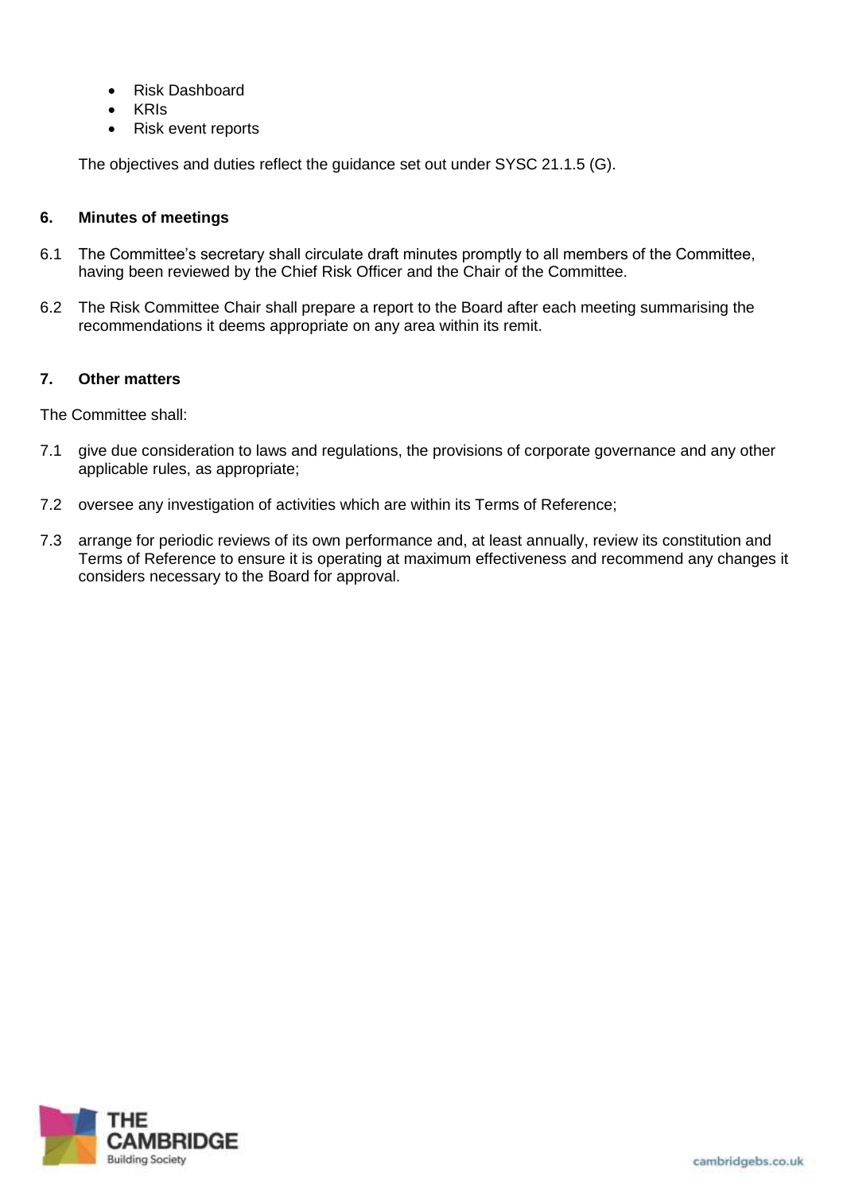- Risk Dashboard
- KRIs
- Risk event reports

The objectives and duties reflect the guidance set out under SYSC 21.1.5 (G).

## 6. Minutes of meetings

6.1 The Committee's secretary shall circulate draft minutes promptly to all members of the Committee, having been reviewed by the Chief Risk Officer and the Chair of the Committee.

6.2 The Risk Committee Chair shall prepare a report to the Board after each meeting summarising the recommendations it deems appropriate on any area within its remit.

## 7. Other matters

The Committee shall:

7.1 give due consideration to laws and regulations, the provisions of corporate governance and any other applicable rules, as appropriate;

7.2 oversee any investigation of activities which are within its Terms of Reference;

7.3 arrange for periodic reviews of its own performance and, at least annually, review its constitution and Terms of Reference to ensure it is operating at maximum effectiveness and recommend any changes it considers necessary to the Board for approval.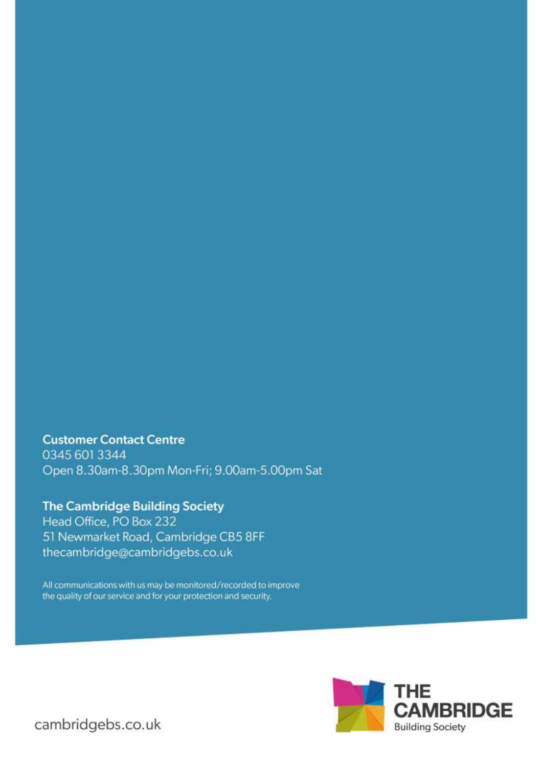**Customer Contact Centre**
0345 601 3344
Open 8.30am-8.30pm Mon-Fri; 9.00am-5.00pm Sat

**The Cambridge Building Society**
Head Office, PO Box 232
51 Newmarket Road, Cambridge CB5 8FF
thecambridge@cambridgebs.co.uk

All communications with us may be monitored/recorded to improve the quality of our service and for your protection and security.

cambridgebs.co.uk

THE CAMBRIDGE Building Society